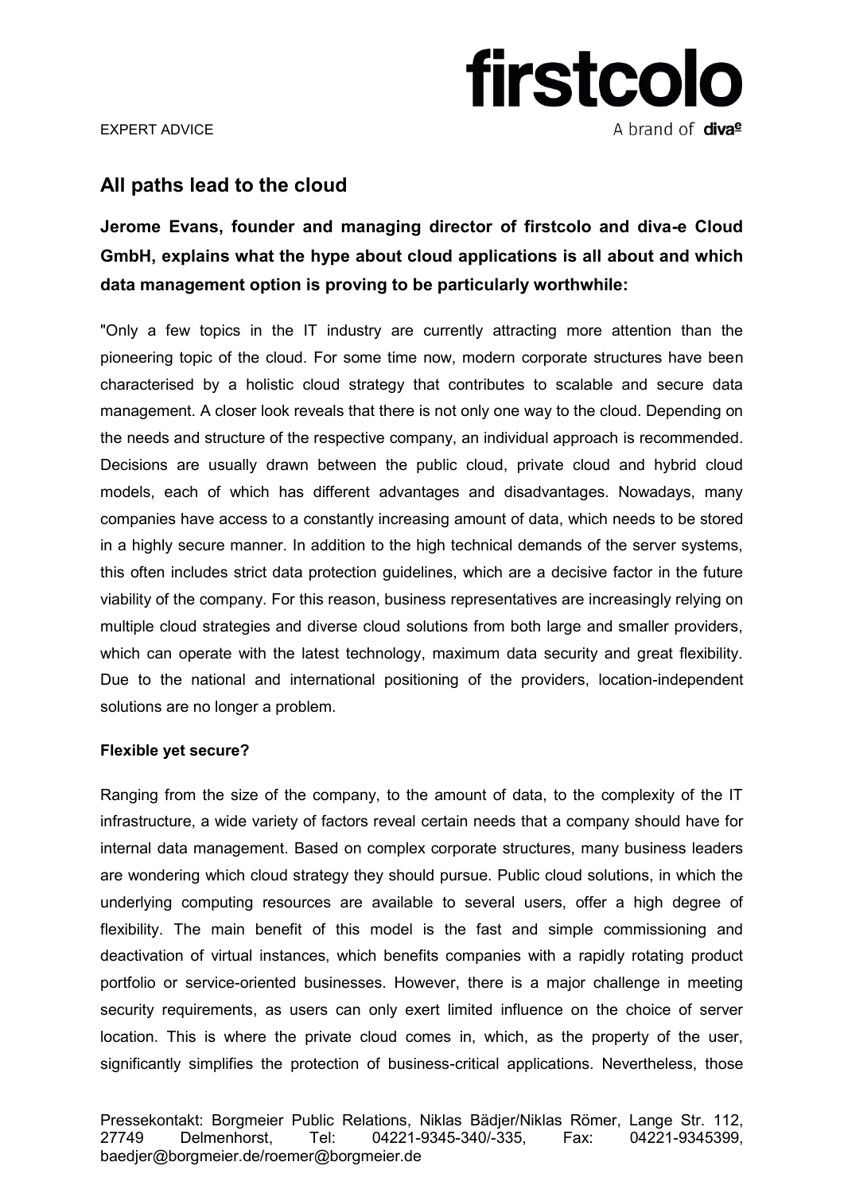EXPERT ADVICE

# All paths lead to the cloud

**Jerome Evans, founder and managing director of firstcolo and diva-e Cloud GmbH, explains what the hype about cloud applications is all about and which data management option is proving to be particularly worthwhile:**

"Only a few topics in the IT industry are currently attracting more attention than the pioneering topic of the cloud. For some time now, modern corporate structures have been characterised by a holistic cloud strategy that contributes to scalable and secure data management. A closer look reveals that there is not only one way to the cloud. Depending on the needs and structure of the respective company, an individual approach is recommended. Decisions are usually drawn between the public cloud, private cloud and hybrid cloud models, each of which has different advantages and disadvantages. Nowadays, many companies have access to a constantly increasing amount of data, which needs to be stored in a highly secure manner. In addition to the high technical demands of the server systems, this often includes strict data protection guidelines, which are a decisive factor in the future viability of the company. For this reason, business representatives are increasingly relying on multiple cloud strategies and diverse cloud solutions from both large and smaller providers, which can operate with the latest technology, maximum data security and great flexibility. Due to the national and international positioning of the providers, location-independent solutions are no longer a problem.

**Flexible yet secure?**

Ranging from the size of the company, to the amount of data, to the complexity of the IT infrastructure, a wide variety of factors reveal certain needs that a company should have for internal data management. Based on complex corporate structures, many business leaders are wondering which cloud strategy they should pursue. Public cloud solutions, in which the underlying computing resources are available to several users, offer a high degree of flexibility. The main benefit of this model is the fast and simple commissioning and deactivation of virtual instances, which benefits companies with a rapidly rotating product portfolio or service-oriented businesses. However, there is a major challenge in meeting security requirements, as users can only exert limited influence on the choice of server location. This is where the private cloud comes in, which, as the property of the user, significantly simplifies the protection of business-critical applications. Nevertheless, those

Pressekontakt: Borgmeier Public Relations, Niklas Bädjer/Niklas Römer, Lange Str. 112, 27749 Delmenhorst, Tel: 04221-9345-340/-335, Fax: 04221-9345399, baedjer@borgmeier.de/roemer@borgmeier.de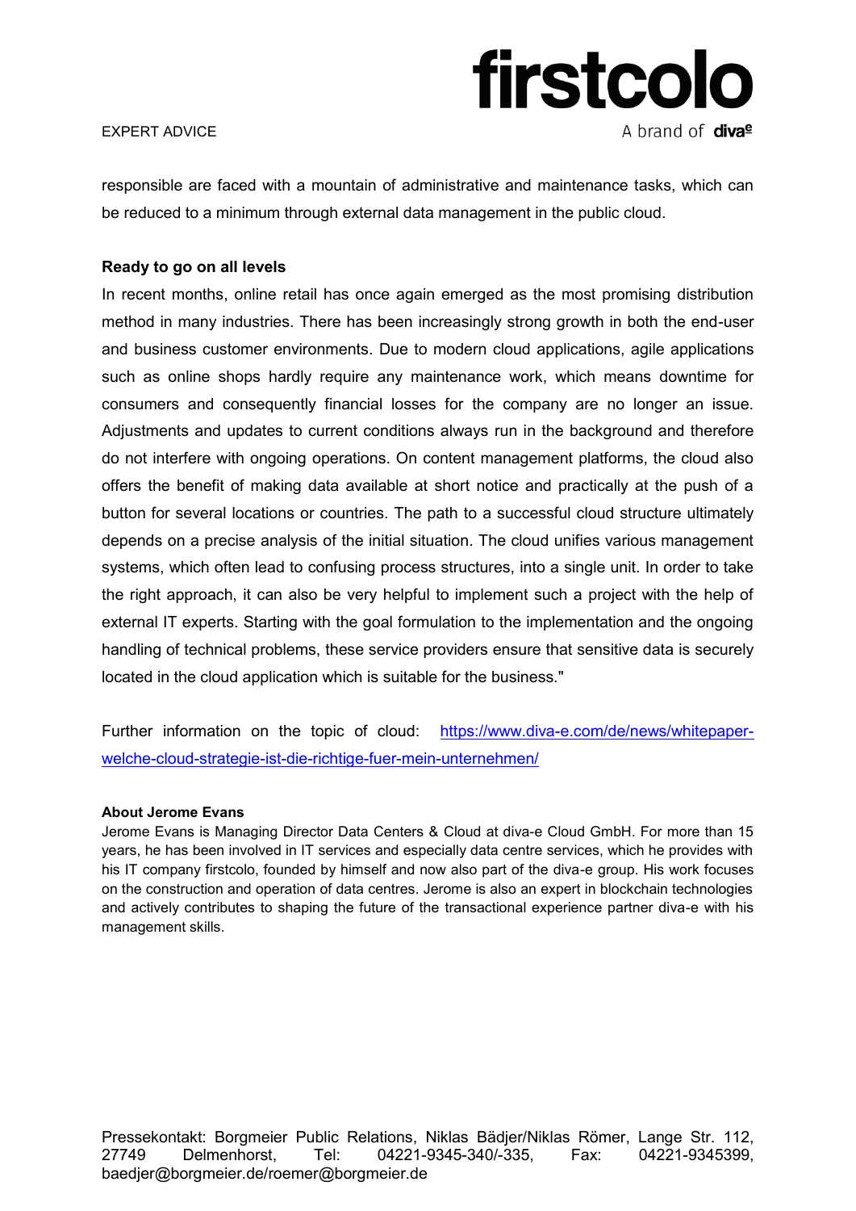responsible are faced with a mountain of administrative and maintenance tasks, which can be reduced to a minimum through external data management in the public cloud.

**Ready to go on all levels**

In recent months, online retail has once again emerged as the most promising distribution method in many industries. There has been increasingly strong growth in both the end-user and business customer environments. Due to modern cloud applications, agile applications such as online shops hardly require any maintenance work, which means downtime for consumers and consequently financial losses for the company are no longer an issue. Adjustments and updates to current conditions always run in the background and therefore do not interfere with ongoing operations. On content management platforms, the cloud also offers the benefit of making data available at short notice and practically at the push of a button for several locations or countries. The path to a successful cloud structure ultimately depends on a precise analysis of the initial situation. The cloud unifies various management systems, which often lead to confusing process structures, into a single unit. In order to take the right approach, it can also be very helpful to implement such a project with the help of external IT experts. Starting with the goal formulation to the implementation and the ongoing handling of technical problems, these service providers ensure that sensitive data is securely located in the cloud application which is suitable for the business."

Further information on the topic of cloud: [https://www.diva-e.com/de/news/whitepaper-welche-cloud-strategie-ist-die-richtige-fuer-mein-unternehmen/](https://www.diva-e.com/de/news/whitepaper-welche-cloud-strategie-ist-die-richtige-fuer-mein-unternehmen/)

**About Jerome Evans**

Jerome Evans is Managing Director Data Centers & Cloud at diva-e Cloud GmbH. For more than 15 years, he has been involved in IT services and especially data centre services, which he provides with his IT company firstcolo, founded by himself and now also part of the diva-e group. His work focuses on the construction and operation of data centres. Jerome is also an expert in blockchain technologies and actively contributes to shaping the future of the transactional experience partner diva-e with his management skills.

Pressekontakt: Borgmeier Public Relations, Niklas Bädjer/Niklas Römer, Lange Str. 112, 27749 Delmenhorst, Tel: 04221-9345-340/-335, Fax: 04221-9345399, baedjer@borgmeier.de/roemer@borgmeier.de